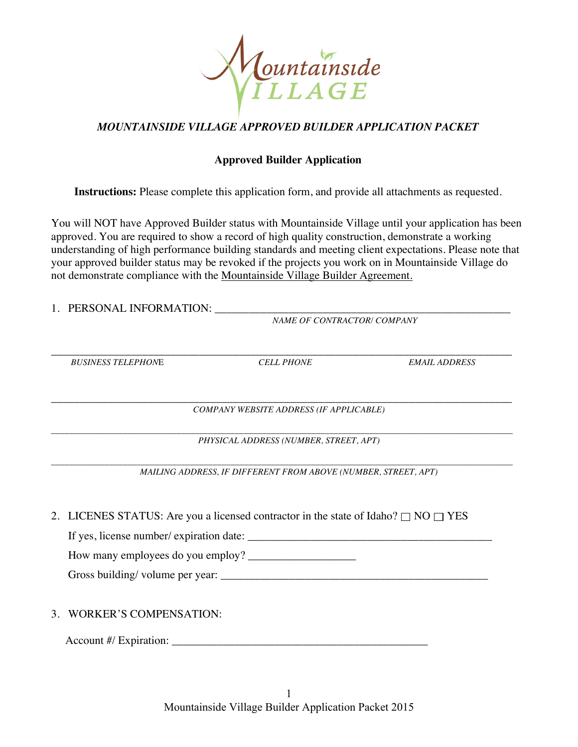Mountainside VILLAGE

*MOUNTAINSIDE VILLAGE APPROVED BUILDER APPLICATION PACKET*

**Approved Builder Application**

**Instructions:** Please complete this application form, and provide all attachments as requested.

You will NOT have Approved Builder status with Mountainside Village until your application has been approved. You are required to show a record of high quality construction, demonstrate a working understanding of high performance building standards and meeting client expectations. Please note that your approved builder status may be revoked if the projects you work on in Mountainside Village do not demonstrate compliance with the Mountainside Village Builder Agreement.

1. PERSONAL INFORMATION: _______________________________________________
   *NAME OF CONTRACTOR/ COMPANY*

_____________________________________________________________________________
*BUSINESS TELEPHONE* *CELL PHONE* *EMAIL ADDRESS*

_____________________________________________________________________________
*COMPANY WEBSITE ADDRESS (IF APPLICABLE)*

_____________________________________________________________________________
*PHYSICAL ADDRESS (NUMBER, STREET, APT)*

_____________________________________________________________________________
*MAILING ADDRESS, IF DIFFERENT FROM ABOVE (NUMBER, STREET, APT)*

2. LICENES STATUS: Are you a licensed contractor in the state of Idaho? ☐ NO ☐ YES

   If yes, license number/ expiration date: ____________________________________

   How many employees do you employ? ________________

   Gross building/ volume per year: ________________________________________

3. WORKER'S COMPENSATION:

   Account #/ Expiration: ________________________________________

Mountainside Village Builder Application Packet 2015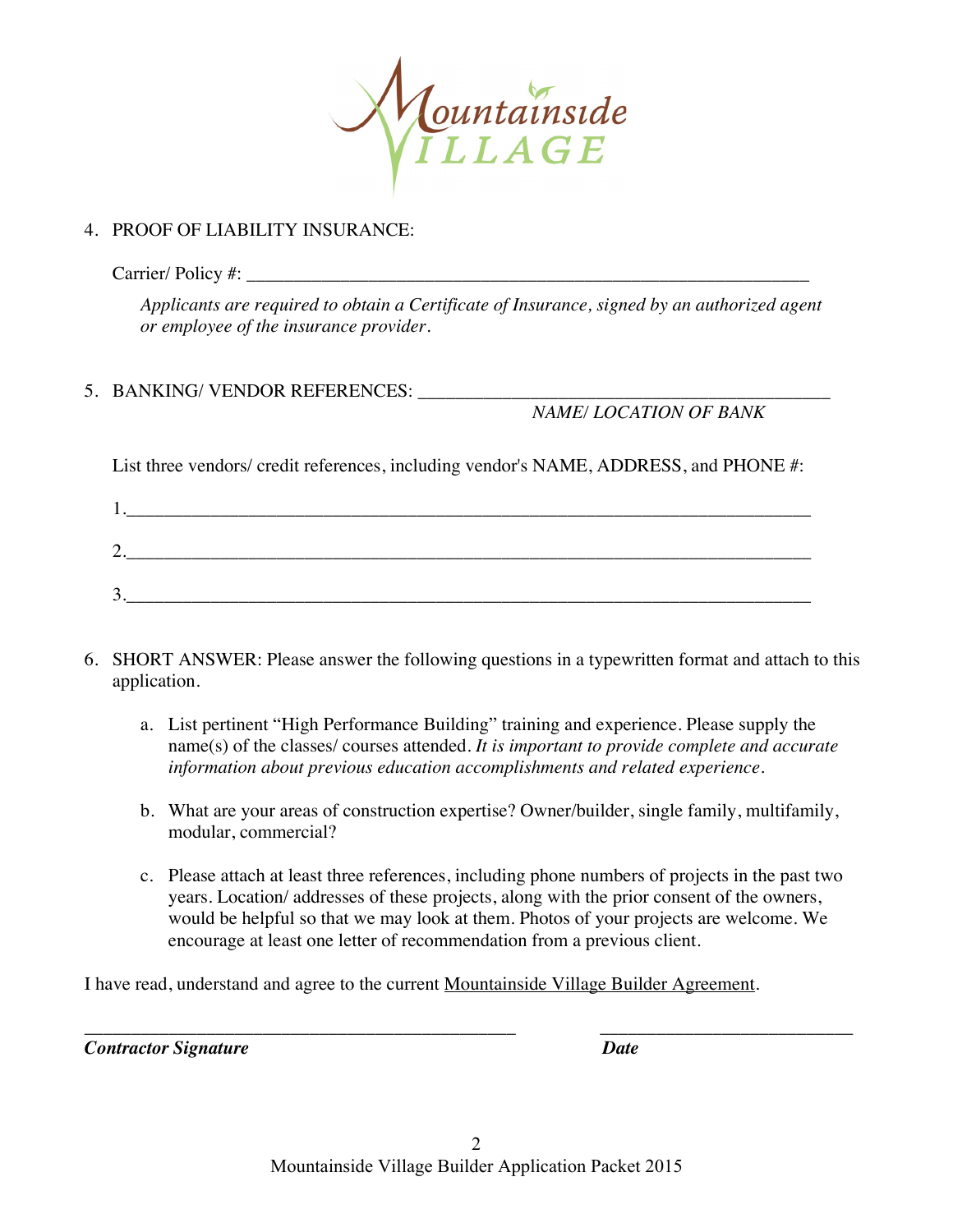4. PROOF OF LIABILITY INSURANCE:

   Carrier/ Policy #: ____________________________________________________________

   *Applicants are required to obtain a Certificate of Insurance, signed by an authorized agent or employee of the insurance provider.*

5. BANKING/ VENDOR REFERENCES: ________________________________________
   *NAME/ LOCATION OF BANK*

   List three vendors/ credit references, including vendor's NAME, ADDRESS, and PHONE #:

   1.___________________________________________________________________________

   2.___________________________________________________________________________

   3.___________________________________________________________________________

6. SHORT ANSWER: Please answer the following questions in a typewritten format and attach to this application.

   a. List pertinent "High Performance Building" training and experience. Please supply the name(s) of the classes/ courses attended. *It is important to provide complete and accurate information about previous education accomplishments and related experience.*

   b. What are your areas of construction expertise? Owner/builder, single family, multifamily, modular, commercial?

   c. Please attach at least three references, including phone numbers of projects in the past two years. Location/ addresses of these projects, along with the prior consent of the owners, would be helpful so that we may look at them. Photos of your projects are welcome. We encourage at least one letter of recommendation from a previous client.

I have read, understand and agree to the current Mountainside Village Builder Agreement.

_______________________________________________          ___________________________

***Contractor Signature***          ***Date***